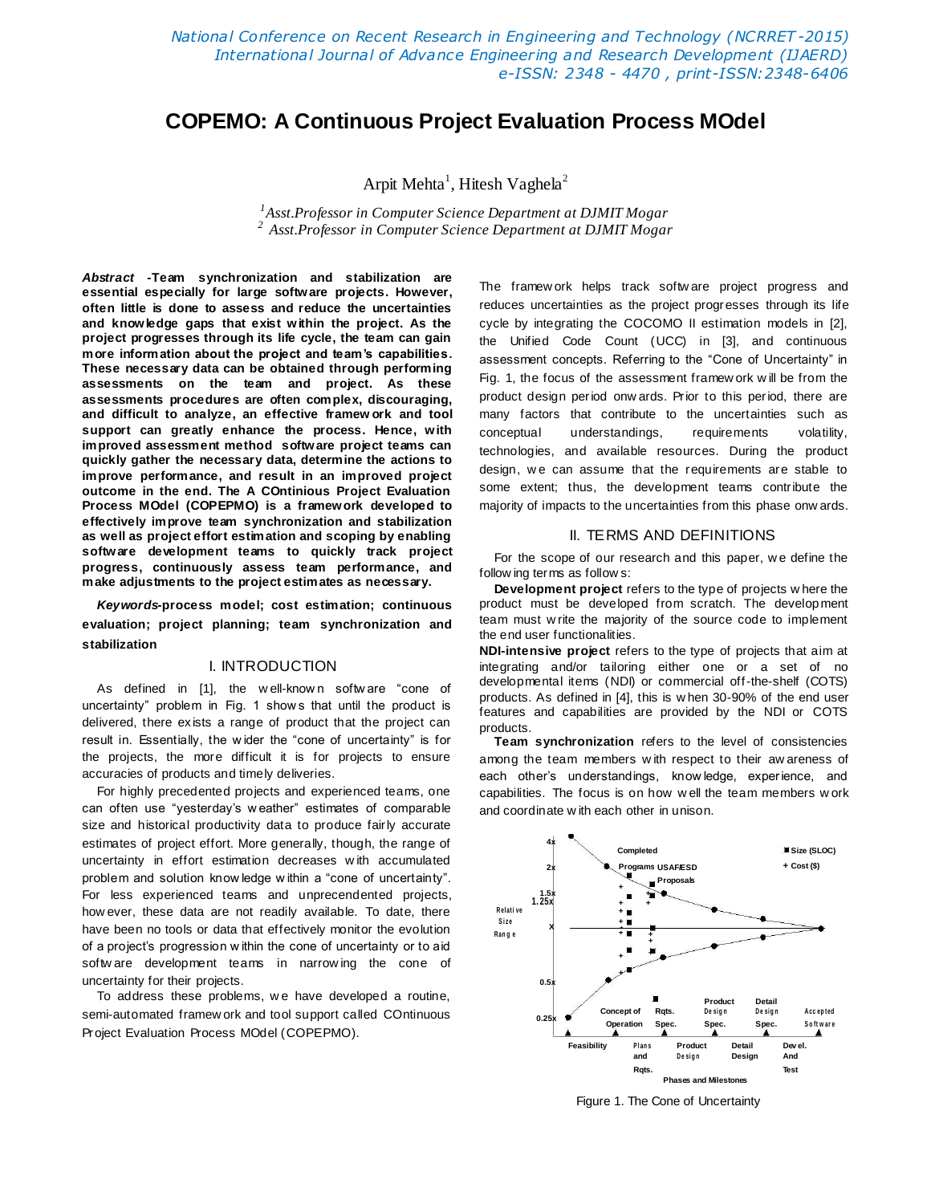# COPEMO: A Continuous Project Evaluation Process MOdel

Arpit Mehta[1], Hitesh Vaghela[2]

[1]Asst.Professor in Computer Science Department at DJMIT Mogar
[2] Asst.Professor in Computer Science Department at DJMIT Mogar

***Abstract* -Team synchronization and stabilization are essential especially for large software projects. However, often little is done to assess and reduce the uncertainties and knowledge gaps that exist within the project. As the project progresses through its life cycle, the team can gain more information about the project and team's capabilities. These necessary data can be obtained through performing assessments on the team and project. As these assessments procedures are often complex, discouraging, and difficult to analyze, an effective framework and tool support can greatly enhance the process. Hence, with improved assessment method software project teams can quickly gather the necessary data, determine the actions to improve performance, and result in an improved project outcome in the end. The A COntinious Project Evaluation Process MOdel (COPEPMO) is a framework developed to effectively improve team synchronization and stabilization as well as project effort estimation and scoping by enabling software development teams to quickly track project progress, continuously assess team performance, and make adjustments to the project estimates as necessary.**

***Keywords*-process model; cost estimation; continuous evaluation; project planning; team synchronization and stabilization**

## I. INTRODUCTION

As defined in [1], the well-known software "cone of uncertainty" problem in Fig. 1 shows that until the product is delivered, there exists a range of product that the project can result in. Essentially, the wider the "cone of uncertainty" is for the projects, the more difficult it is for projects to ensure accuracies of products and timely deliveries.

For highly precedented projects and experienced teams, one can often use "yesterday's weather" estimates of comparable size and historical productivity data to produce fairly accurate estimates of project effort. More generally, though, the range of uncertainty in effort estimation decreases with accumulated problem and solution knowledge within a "cone of uncertainty". For less experienced teams and unprecendented projects, however, these data are not readily available. To date, there have been no tools or data that effectively monitor the evolution of a project's progression within the cone of uncertainty or to aid software development teams in narrowing the cone of uncertainty for their projects.

To address these problems, we have developed a routine, semi-automated framework and tool support called COntinuous Project Evaluation Process MOdel (COPEPMO).

The framework helps track software project progress and reduces uncertainties as the project progresses through its life cycle by integrating the COCOMO II estimation models in [2], the Unified Code Count (UCC) in [3], and continuous assessment concepts. Referring to the "Cone of Uncertainty" in Fig. 1, the focus of the assessment framework will be from the product design period onwards. Prior to this period, there are many factors that contribute to the uncertainties such as conceptual understandings, requirements volatility, technologies, and available resources. During the product design, we can assume that the requirements are stable to some extent; thus, the development teams contribute the majority of impacts to the uncertainties from this phase onwards.

## II. TERMS AND DEFINITIONS

For the scope of our research and this paper, we define the following terms as follows:

**Development project** refers to the type of projects where the product must be developed from scratch. The development team must write the majority of the source code to implement the end user functionalities.

**NDI-intensive project** refers to the type of projects that aim at integrating and/or tailoring either one or a set of no developmental items (NDI) or commercial off-the-shelf (COTS) products. As defined in [4], this is when 30-90% of the end user features and capabilities are provided by the NDI or COTS products.

**Team synchronization** refers to the level of consistencies among the team members with respect to their awareness of each other's understandings, knowledge, experience, and capabilities. The focus is on how well the team members work and coordinate with each other in unison.

Figure 1. The Cone of Uncertainty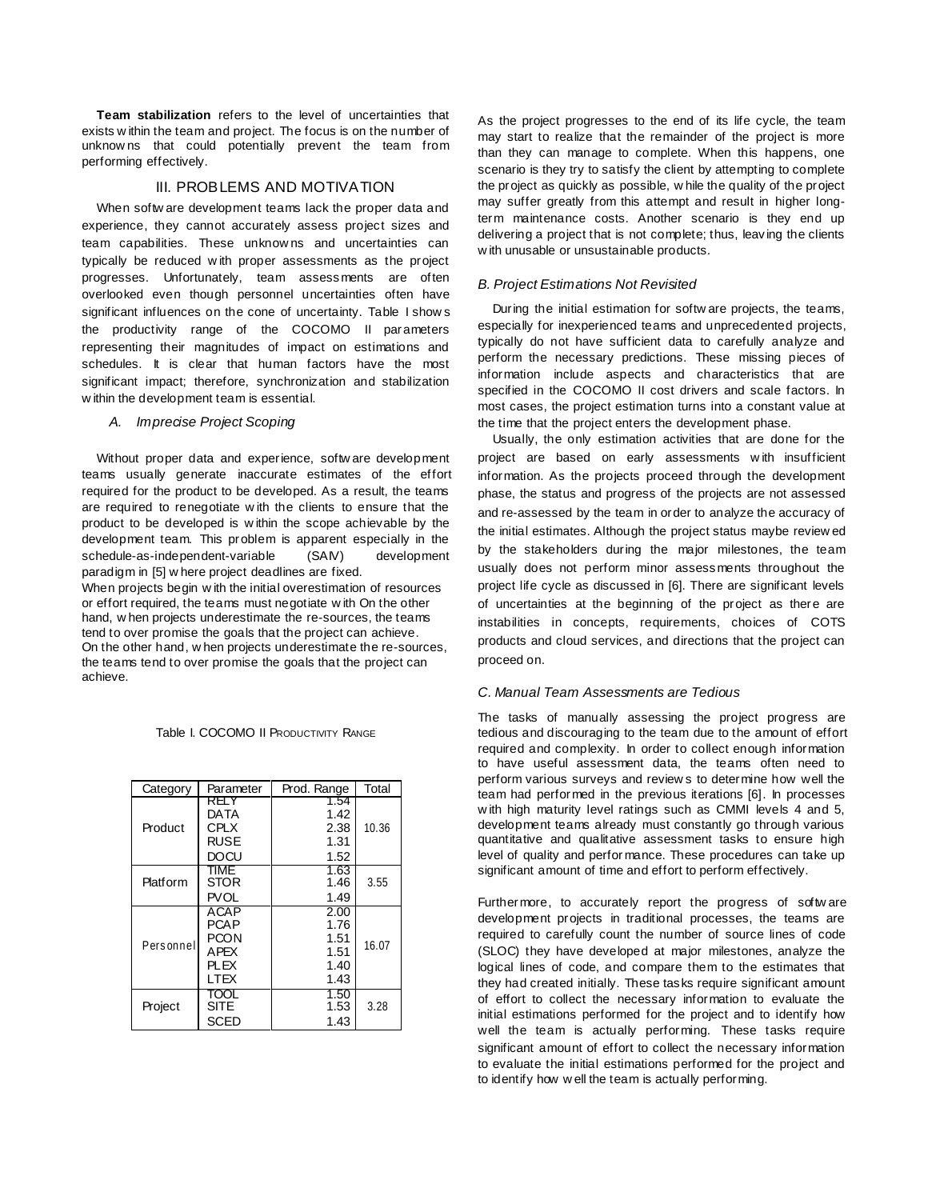**Team stabilization** refers to the level of uncertainties that exists within the team and project. The focus is on the number of unknowns that could potentially prevent the team from performing effectively.

## III. PROBLEMS AND MOTIVATION

When software development teams lack the proper data and experience, they cannot accurately assess project sizes and team capabilities. These unknowns and uncertainties can typically be reduced with proper assessments as the project progresses. Unfortunately, team assessments are often overlooked even though personnel uncertainties often have significant influences on the cone of uncertainty. Table I shows the productivity range of the COCOMO II parameters representing their magnitudes of impact on estimations and schedules. It is clear that human factors have the most significant impact; therefore, synchronization and stabilization within the development team is essential.

### *A. Imprecise Project Scoping*

Without proper data and experience, software development teams usually generate inaccurate estimates of the effort required for the product to be developed. As a result, the teams are required to renegotiate with the clients to ensure that the product to be developed is within the scope achievable by the development team. This problem is apparent especially in the schedule-as-independent-variable (SAIV) development paradigm in [5] where project deadlines are fixed.
When projects begin with the initial overestimation of resources or effort required, the teams must negotiate with On the other hand, when projects underestimate the re-sources, the teams tend to over promise the goals that the project can achieve.
On the other hand, when projects underestimate the re-sources, the teams tend to over promise the goals that the project can achieve.

Table I. COCOMO II PRODUCTIVITY RANGE

| Category | Parameter | Prod. Range | Total |
|---|---|---|---|
| Product | RELY | 1.54 | 10.36 |
| | DATA | 1.42 | |
| | CPLX | 2.38 | |
| | RUSE | 1.31 | |
| | DOCU | 1.52 | |
| Platform | TIME | 1.63 | 3.55 |
| | STOR | 1.46 | |
| | PVOL | 1.49 | |
| Personnel | ACAP | 2.00 | 16.07 |
| | PCAP | 1.76 | |
| | PCON | 1.51 | |
| | APEX | 1.51 | |
| | PLEX | 1.40 | |
| | LTEX | 1.43 | |
| Project | TOOL | 1.50 | 3.28 |
| | SITE | 1.53 | |
| | SCED | 1.43 | |

As the project progresses to the end of its life cycle, the team may start to realize that the remainder of the project is more than they can manage to complete. When this happens, one scenario is they try to satisfy the client by attempting to complete the project as quickly as possible, while the quality of the project may suffer greatly from this attempt and result in higher long-term maintenance costs. Another scenario is they end up delivering a project that is not complete; thus, leaving the clients with unusable or unsustainable products.

### *B. Project Estimations Not Revisited*

During the initial estimation for software projects, the teams, especially for inexperienced teams and unprecedented projects, typically do not have sufficient data to carefully analyze and perform the necessary predictions. These missing pieces of information include aspects and characteristics that are specified in the COCOMO II cost drivers and scale factors. In most cases, the project estimation turns into a constant value at the time that the project enters the development phase.

Usually, the only estimation activities that are done for the project are based on early assessments with insufficient information. As the projects proceed through the development phase, the status and progress of the projects are not assessed and re-assessed by the team in order to analyze the accuracy of the initial estimates. Although the project status maybe reviewed by the stakeholders during the major milestones, the team usually does not perform minor assessments throughout the project life cycle as discussed in [6]. There are significant levels of uncertainties at the beginning of the project as there are instabilities in concepts, requirements, choices of COTS products and cloud services, and directions that the project can proceed on.

### *C. Manual Team Assessments are Tedious*

The tasks of manually assessing the project progress are tedious and discouraging to the team due to the amount of effort required and complexity. In order to collect enough information to have useful assessment data, the teams often need to perform various surveys and reviews to determine how well the team had performed in the previous iterations [6]. In processes with high maturity level ratings such as CMMI levels 4 and 5, development teams already must constantly go through various quantitative and qualitative assessment tasks to ensure high level of quality and performance. These procedures can take up significant amount of time and effort to perform effectively.

Furthermore, to accurately report the progress of software development projects in traditional processes, the teams are required to carefully count the number of source lines of code (SLOC) they have developed at major milestones, analyze the logical lines of code, and compare them to the estimates that they had created initially. These tasks require significant amount of effort to collect the necessary information to evaluate the initial estimations performed for the project and to identify how well the team is actually performing. These tasks require significant amount of effort to collect the necessary information to evaluate the initial estimations performed for the project and to identify how well the team is actually performing.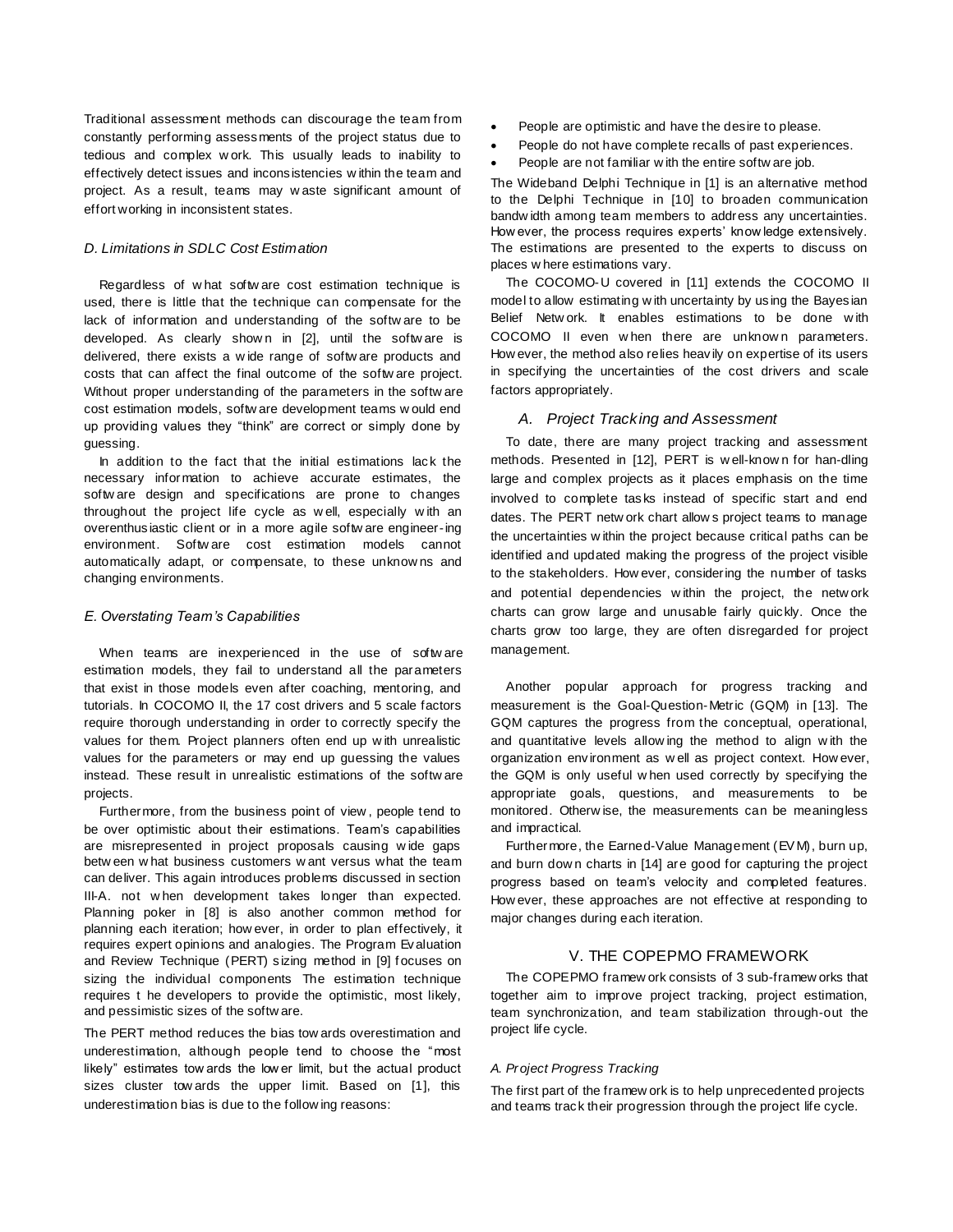Traditional assessment methods can discourage the team from constantly performing assessments of the project status due to tedious and complex work. This usually leads to inability to effectively detect issues and inconsistencies within the team and project. As a result, teams may waste significant amount of effort working in inconsistent states.

### *D. Limitations in SDLC Cost Estimation*

Regardless of what software cost estimation technique is used, there is little that the technique can compensate for the lack of information and understanding of the software to be developed. As clearly shown in [2], until the software is delivered, there exists a wide range of software products and costs that can affect the final outcome of the software project. Without proper understanding of the parameters in the software cost estimation models, software development teams would end up providing values they "think" are correct or simply done by guessing.

In addition to the fact that the initial estimations lack the necessary information to achieve accurate estimates, the software design and specifications are prone to changes throughout the project life cycle as well, especially with an overenthusiastic client or in a more agile software engineer-ing environment. Software cost estimation models cannot automatically adapt, or compensate, to these unknowns and changing environments.

### *E. Overstating Team's Capabilities*

When teams are inexperienced in the use of software estimation models, they fail to understand all the parameters that exist in those models even after coaching, mentoring, and tutorials. In COCOMO II, the 17 cost drivers and 5 scale factors require thorough understanding in order to correctly specify the values for them. Project planners often end up with unrealistic values for the parameters or may end up guessing the values instead. These result in unrealistic estimations of the software projects.

Furthermore, from the business point of view, people tend to be over optimistic about their estimations. Team's capabilities are misrepresented in project proposals causing wide gaps between what business customers want versus what the team can deliver. This again introduces problems discussed in section III-A. not when development takes longer than expected. Planning poker in [8] is also another common method for planning each iteration; however, in order to plan effectively, it requires expert opinions and analogies. The Program Evaluation and Review Technique (PERT) sizing method in [9] focuses on sizing the individual components The estimation technique requires t he developers to provide the optimistic, most likely, and pessimistic sizes of the software.

The PERT method reduces the bias towards overestimation and underestimation, although people tend to choose the "most likely" estimates towards the lower limit, but the actual product sizes cluster towards the upper limit. Based on [1], this underestimation bias is due to the following reasons:

- People are optimistic and have the desire to please.
- People do not have complete recalls of past experiences.
- People are not familiar with the entire software job.

The Wideband Delphi Technique in [1] is an alternative method to the Delphi Technique in [10] to broaden communication bandwidth among team members to address any uncertainties. However, the process requires experts' knowledge extensively. The estimations are presented to the experts to discuss on places where estimations vary.

The COCOMO-U covered in [11] extends the COCOMO II model to allow estimating with uncertainty by using the Bayesian Belief Network. It enables estimations to be done with COCOMO II even when there are unknown parameters. However, the method also relies heavily on expertise of its users in specifying the uncertainties of the cost drivers and scale factors appropriately.

### *A. Project Tracking and Assessment*

To date, there are many project tracking and assessment methods. Presented in [12], PERT is well-known for han-dling large and complex projects as it places emphasis on the time involved to complete tasks instead of specific start and end dates. The PERT network chart allows project teams to manage the uncertainties within the project because critical paths can be identified and updated making the progress of the project visible to the stakeholders. However, considering the number of tasks and potential dependencies within the project, the network charts can grow large and unusable fairly quickly. Once the charts grow too large, they are often disregarded for project management.

Another popular approach for progress tracking and measurement is the Goal-Question-Metric (GQM) in [13]. The GQM captures the progress from the conceptual, operational, and quantitative levels allowing the method to align with the organization environment as well as project context. However, the GQM is only useful when used correctly by specifying the appropriate goals, questions, and measurements to be monitored. Otherwise, the measurements can be meaningless and impractical.

Furthermore, the Earned-Value Management (EVM), burn up, and burn down charts in [14] are good for capturing the project progress based on team's velocity and completed features. However, these approaches are not effective at responding to major changes during each iteration.

## V. THE COPEPMO FRAMEWORK

The COPEPMO framework consists of 3 sub-frameworks that together aim to improve project tracking, project estimation, team synchronization, and team stabilization through-out the project life cycle.

### *A. Project Progress Tracking*

The first part of the framework is to help unprecedented projects and teams track their progression through the project life cycle.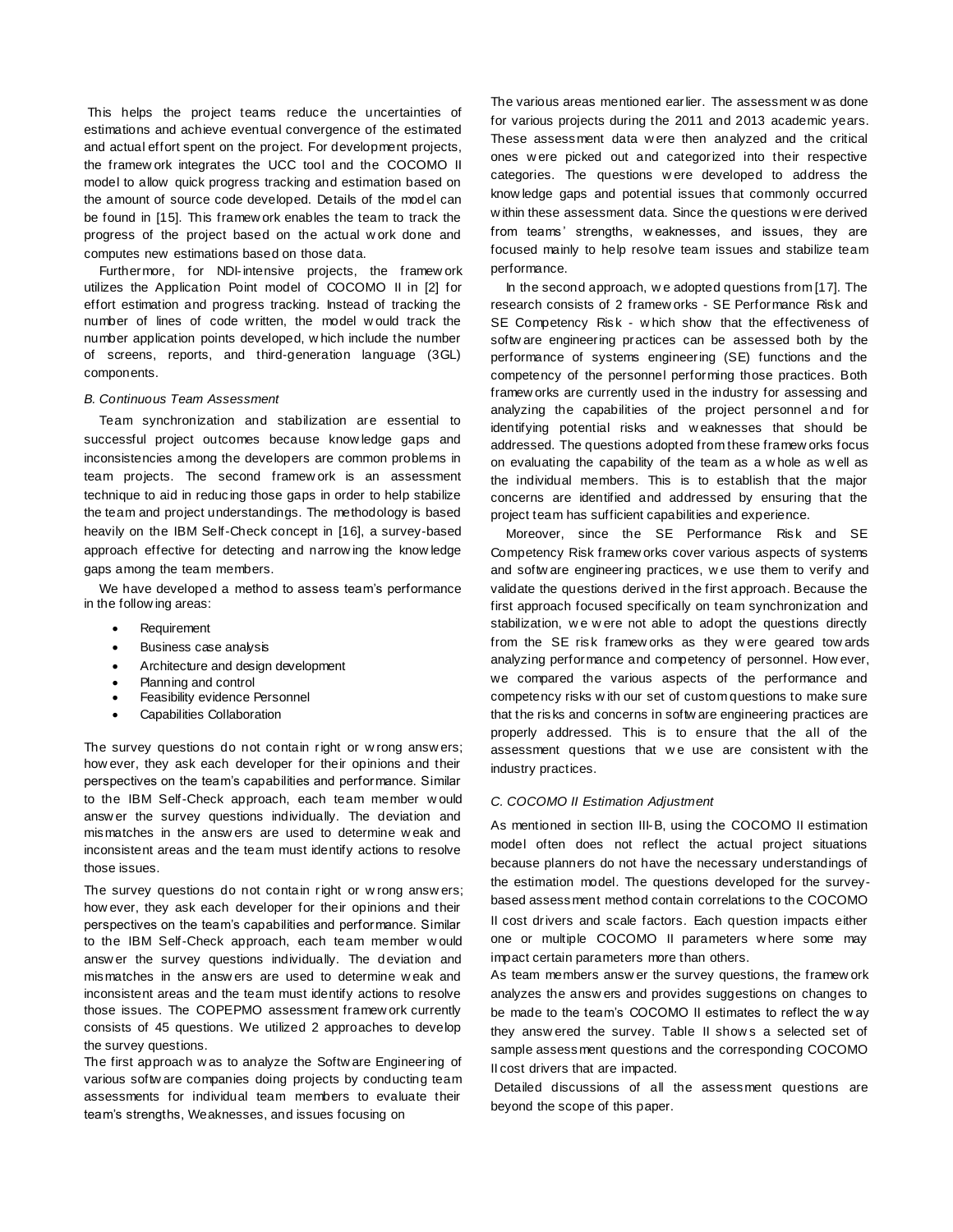This helps the project teams reduce the uncertainties of estimations and achieve eventual convergence of the estimated and actual effort spent on the project. For development projects, the framework integrates the UCC tool and the COCOMO II model to allow quick progress tracking and estimation based on the amount of source code developed. Details of the model can be found in [15]. This framework enables the team to track the progress of the project based on the actual work done and computes new estimations based on those data.

Furthermore, for NDI-intensive projects, the framework utilizes the Application Point model of COCOMO II in [2] for effort estimation and progress tracking. Instead of tracking the number of lines of code written, the model would track the number application points developed, which include the number of screens, reports, and third-generation language (3GL) components.

### *B. Continuous Team Assessment*

Team synchronization and stabilization are essential to successful project outcomes because knowledge gaps and inconsistencies among the developers are common problems in team projects. The second framework is an assessment technique to aid in reducing those gaps in order to help stabilize the team and project understandings. The methodology is based heavily on the IBM Self-Check concept in [16], a survey-based approach effective for detecting and narrowing the knowledge gaps among the team members.

We have developed a method to assess team's performance in the following areas:

- Requirement
- Business case analysis
- Architecture and design development
- Planning and control
- Feasibility evidence Personnel
- Capabilities Collaboration

The survey questions do not contain right or wrong answers; however, they ask each developer for their opinions and their perspectives on the team's capabilities and performance. Similar to the IBM Self-Check approach, each team member would answer the survey questions individually. The deviation and mismatches in the answers are used to determine weak and inconsistent areas and the team must identify actions to resolve those issues.

The survey questions do not contain right or wrong answers; however, they ask each developer for their opinions and their perspectives on the team's capabilities and performance. Similar to the IBM Self-Check approach, each team member would answer the survey questions individually. The deviation and mismatches in the answers are used to determine weak and inconsistent areas and the team must identify actions to resolve those issues. The COPEPMO assessment framework currently consists of 45 questions. We utilized 2 approaches to develop the survey questions.

The first approach was to analyze the Software Engineering of various software companies doing projects by conducting team assessments for individual team members to evaluate their team's strengths, Weaknesses, and issues focusing on The various areas mentioned earlier. The assessment was done for various projects during the 2011 and 2013 academic years. These assessment data were then analyzed and the critical ones were picked out and categorized into their respective categories. The questions were developed to address the knowledge gaps and potential issues that commonly occurred within these assessment data. Since the questions were derived from teams' strengths, weaknesses, and issues, they are focused mainly to help resolve team issues and stabilize team performance.

In the second approach, we adopted questions from [17]. The research consists of 2 frameworks - SE Performance Risk and SE Competency Risk - which show that the effectiveness of software engineering practices can be assessed both by the performance of systems engineering (SE) functions and the competency of the personnel performing those practices. Both frameworks are currently used in the industry for assessing and analyzing the capabilities of the project personnel and for identifying potential risks and weaknesses that should be addressed. The questions adopted from these frameworks focus on evaluating the capability of the team as a whole as well as the individual members. This is to establish that the major concerns are identified and addressed by ensuring that the project team has sufficient capabilities and experience.

Moreover, since the SE Performance Risk and SE Competency Risk frameworks cover various aspects of systems and software engineering practices, we use them to verify and validate the questions derived in the first approach. Because the first approach focused specifically on team synchronization and stabilization, we were not able to adopt the questions directly from the SE risk frameworks as they were geared towards analyzing performance and competency of personnel. However, we compared the various aspects of the performance and competency risks with our set of custom questions to make sure that the risks and concerns in software engineering practices are properly addressed. This is to ensure that the all of the assessment questions that we use are consistent with the industry practices.

### *C. COCOMO II Estimation Adjustment*

As mentioned in section III-B, using the COCOMO II estimation model often does not reflect the actual project situations because planners do not have the necessary understandings of the estimation model. The questions developed for the survey-based assessment method contain correlations to the COCOMO II cost drivers and scale factors. Each question impacts either one or multiple COCOMO II parameters where some may impact certain parameters more than others.

As team members answer the survey questions, the framework analyzes the answers and provides suggestions on changes to be made to the team's COCOMO II estimates to reflect the way they answered the survey. Table II shows a selected set of sample assessment questions and the corresponding COCOMO II cost drivers that are impacted.

Detailed discussions of all the assessment questions are beyond the scope of this paper.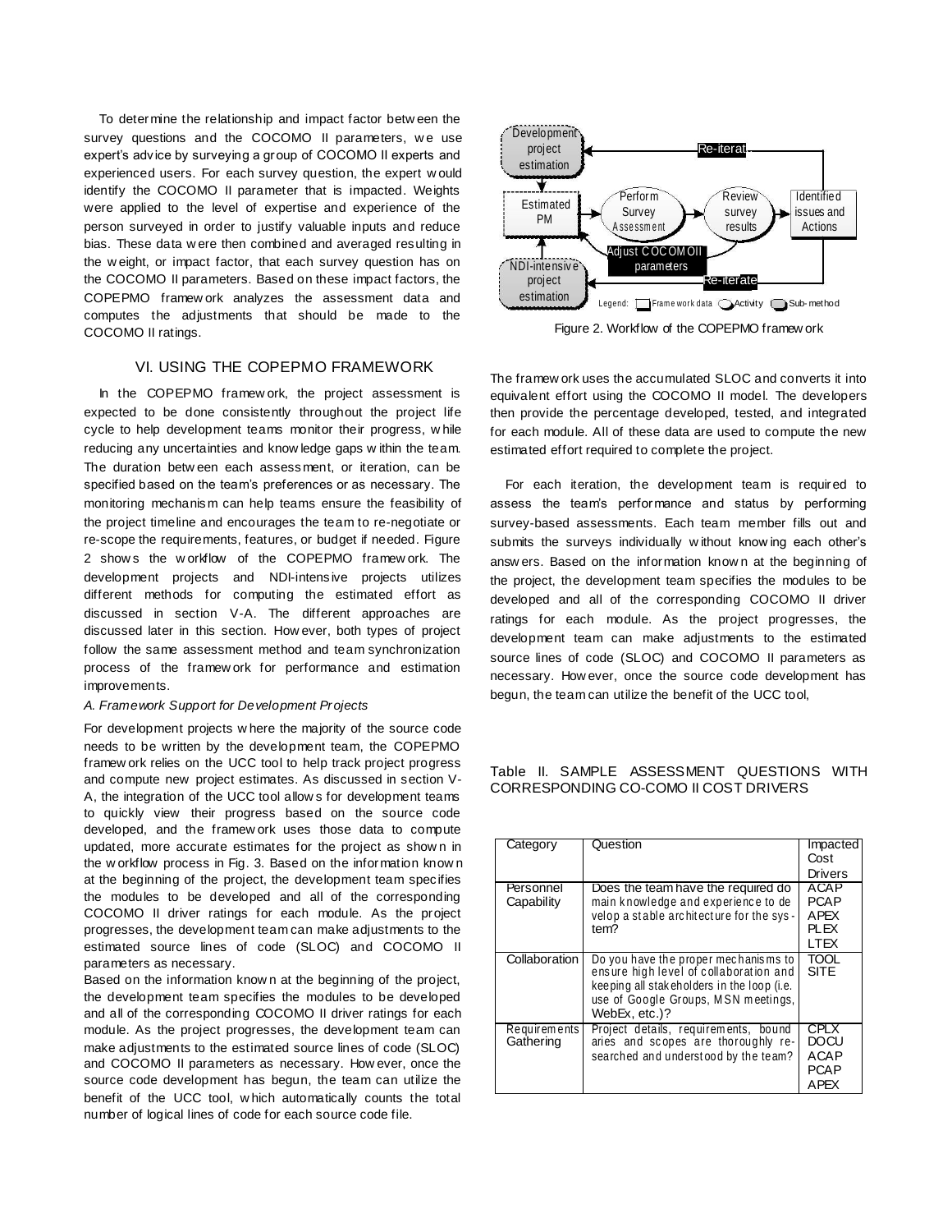To determine the relationship and impact factor between the survey questions and the COCOMO II parameters, we use expert's advice by surveying a group of COCOMO II experts and experienced users. For each survey question, the expert would identify the COCOMO II parameter that is impacted. Weights were applied to the level of expertise and experience of the person surveyed in order to justify valuable inputs and reduce bias. These data were then combined and averaged resulting in the weight, or impact factor, that each survey question has on the COCOMO II parameters. Based on these impact factors, the COPEPMO framework analyzes the assessment data and computes the adjustments that should be made to the COCOMO II ratings.

## VI. USING THE COPEPMO FRAMEWORK

In the COPEPMO framework, the project assessment is expected to be done consistently throughout the project life cycle to help development teams monitor their progress, while reducing any uncertainties and knowledge gaps within the team. The duration between each assessment, or iteration, can be specified based on the team's preferences or as necessary. The monitoring mechanism can help teams ensure the feasibility of the project timeline and encourages the team to re-negotiate or re-scope the requirements, features, or budget if needed. Figure 2 shows the workflow of the COPEPMO framework. The development projects and NDI-intensive projects utilizes different methods for computing the estimated effort as discussed in section V-A. The different approaches are discussed later in this section. However, both types of project follow the same assessment method and team synchronization process of the framework for performance and estimation improvements.

### *A. Framework Support for Development Projects*

For development projects where the majority of the source code needs to be written by the development team, the COPEPMO framework relies on the UCC tool to help track project progress and compute new project estimates. As discussed in section V-A, the integration of the UCC tool allows for development teams to quickly view their progress based on the source code developed, and the framework uses those data to compute updated, more accurate estimates for the project as shown in the workflow process in Fig. 3. Based on the information known at the beginning of the project, the development team specifies the modules to be developed and all of the corresponding COCOMO II driver ratings for each module. As the project progresses, the development team can make adjustments to the estimated source lines of code (SLOC) and COCOMO II parameters as necessary.

Based on the information known at the beginning of the project, the development team specifies the modules to be developed and all of the corresponding COCOMO II driver ratings for each module. As the project progresses, the development team can make adjustments to the estimated source lines of code (SLOC) and COCOMO II parameters as necessary. However, once the source code development has begun, the team can utilize the benefit of the UCC tool, which automatically counts the total number of logical lines of code for each source code file.

Development project estimation

Re-iterate

Estimated PM

Perform Survey Assessment

Review survey results

Identified issues and Actions

Adjust COCOMOII parameters

NDI-intensive project estimation

Re-iterate

Legend: Framework data Activity Sub-method

Figure 2. Workflow of the COPEPMO framework

The framework uses the accumulated SLOC and converts it into equivalent effort using the COCOMO II model. The developers then provide the percentage developed, tested, and integrated for each module. All of these data are used to compute the new estimated effort required to complete the project.

For each iteration, the development team is required to assess the team's performance and status by performing survey-based assessments. Each team member fills out and submits the surveys individually without knowing each other's answers. Based on the information known at the beginning of the project, the development team specifies the modules to be developed and all of the corresponding COCOMO II driver ratings for each module. As the project progresses, the development team can make adjustments to the estimated source lines of code (SLOC) and COCOMO II parameters as necessary. However, once the source code development has begun, the team can utilize the benefit of the UCC tool,

Table II. SAMPLE ASSESSMENT QUESTIONS WITH CORRESPONDING CO-COMO II COST DRIVERS

| Category | Question | Impacted Cost Drivers |
|---|---|---|
| Personnel Capability | Does the team have the required domain knowledge and experience to develop a stable architecture for the system? | ACAP PCAP APEX PLEX LTEX |
| Collaboration | Do you have the proper mechanisms to ensure high level of collaboration and keeping all stakeholders in the loop (i.e. use of Google Groups, MSN meetings, WebEx, etc.)? | TOOL SITE |
| Requirements Gathering | Project details, requirements, boundaries and scopes are thoroughly researched and understood by the team? | CPLX DOCU ACAP PCAP APEX |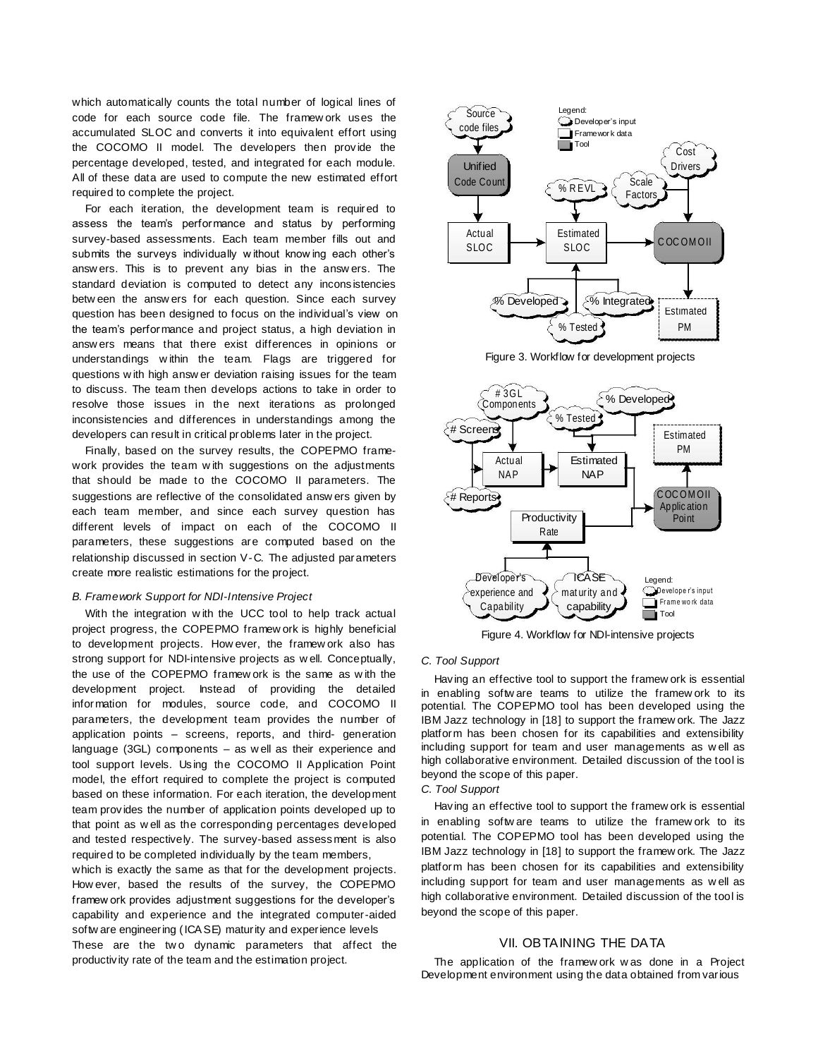which automatically counts the total number of logical lines of code for each source code file. The framework uses the accumulated SLOC and converts it into equivalent effort using the COCOMO II model. The developers then provide the percentage developed, tested, and integrated for each module. All of these data are used to compute the new estimated effort required to complete the project.

For each iteration, the development team is required to assess the team's performance and status by performing survey-based assessments. Each team member fills out and submits the surveys individually without knowing each other's answers. This is to prevent any bias in the answers. The standard deviation is computed to detect any inconsistencies between the answers for each question. Since each survey question has been designed to focus on the individual's view on the team's performance and project status, a high deviation in answers means that there exist differences in opinions or understandings within the team. Flags are triggered for questions with high answer deviation raising issues for the team to discuss. The team then develops actions to take in order to resolve those issues in the next iterations as prolonged inconsistencies and differences in understandings among the developers can result in critical problems later in the project.

Finally, based on the survey results, the COPEPMO framework provides the team with suggestions on the adjustments that should be made to the COCOMO II parameters. The suggestions are reflective of the consolidated answers given by each team member, and since each survey question has different levels of impact on each of the COCOMO II parameters, these suggestions are computed based on the relationship discussed in section V-C. The adjusted parameters create more realistic estimations for the project.

*B. Framework Support for NDI-Intensive Project*

With the integration with the UCC tool to help track actual project progress, the COPEPMO framework is highly beneficial to development projects. However, the framework also has strong support for NDI-intensive projects as well. Conceptually, the use of the COPEPMO framework is the same as with the development project. Instead of providing the detailed information for modules, source code, and COCOMO II parameters, the development team provides the number of application points – screens, reports, and third- generation language (3GL) components – as well as their experience and tool support levels. Using the COCOMO II Application Point model, the effort required to complete the project is computed based on these information. For each iteration, the development team provides the number of application points developed up to that point as well as the corresponding percentages developed and tested respectively. The survey-based assessment is also required to be completed individually by the team members, which is exactly the same as that for the development projects. However, based the results of the survey, the COPEPMO framework provides adjustment suggestions for the developer's capability and experience and the integrated computer-aided software engineering (ICASE) maturity and experience levels These are the two dynamic parameters that affect the productivity rate of the team and the estimation project.

Legend:
Developer's input
Framework data
Tool
Source code files
Unified Code Count
Actual SLOC
% REVL
Estimated SLOC
Cost Drivers
Scale Factors
COCOMO II
% Developed
% Integrated
% Tested
Estimated PM

Figure 3. Workflow for development projects

# 3GL Components
% Developed
% Tested
# Screens
Actual NAP
Estimated NAP
Estimated PM
# Reports
COCOMO II Application Point
Productivity Rate
Developer's experience and Capability
ICASE maturity and capability
Legend:
Developer's input
Framework data
Tool

Figure 4. Workflow for NDI-intensive projects

*C. Tool Support*

Having an effective tool to support the framework is essential in enabling software teams to utilize the framework to its potential. The COPEPMO tool has been developed using the IBM Jazz technology in [18] to support the framework. The Jazz platform has been chosen for its capabilities and extensibility including support for team and user managements as well as high collaborative environment. Detailed discussion of the tool is beyond the scope of this paper.

*C. Tool Support*

Having an effective tool to support the framework is essential in enabling software teams to utilize the framework to its potential. The COPEPMO tool has been developed using the IBM Jazz technology in [18] to support the framework. The Jazz platform has been chosen for its capabilities and extensibility including support for team and user managements as well as high collaborative environment. Detailed discussion of the tool is beyond the scope of this paper.

## VII. OBTAINING THE DATA

The application of the framework was done in a Project Development environment using the data obtained from various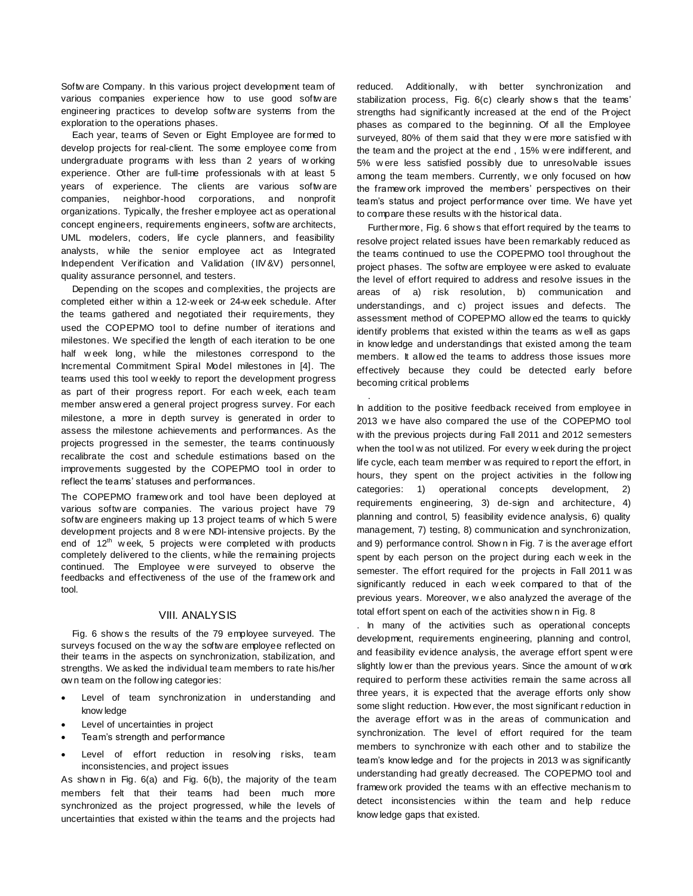Software Company. In this various project development team of various companies experience how to use good software engineering practices to develop software systems from the exploration to the operations phases.

Each year, teams of Seven or Eight Employee are formed to develop projects for real-client. The some employee come from undergraduate programs with less than 2 years of working experience. Other are full-time professionals with at least 5 years of experience. The clients are various software companies, neighbor-hood corporations, and nonprofit organizations. Typically, the fresher employee act as operational concept engineers, requirements engineers, software architects, UML modelers, coders, life cycle planners, and feasibility analysts, while the senior employee act as Integrated Independent Verification and Validation (IIV&V) personnel, quality assurance personnel, and testers.

Depending on the scopes and complexities, the projects are completed either within a 12-week or 24-week schedule. After the teams gathered and negotiated their requirements, they used the COPEPMO tool to define number of iterations and milestones. We specified the length of each iteration to be one half week long, while the milestones correspond to the Incremental Commitment Spiral Model milestones in [4]. The teams used this tool weekly to report the development progress as part of their progress report. For each week, each team member answered a general project progress survey. For each milestone, a more in depth survey is generated in order to assess the milestone achievements and performances. As the projects progressed in the semester, the teams continuously recalibrate the cost and schedule estimations based on the improvements suggested by the COPEPMO tool in order to reflect the teams' statuses and performances.

The COPEPMO framework and tool have been deployed at various software companies. The various project have 79 software engineers making up 13 project teams of which 5 were development projects and 8 were NDI-intensive projects. By the end of 12[th] week, 5 projects were completed with products completely delivered to the clients, while the remaining projects continued. The Employee were surveyed to observe the feedbacks and effectiveness of the use of the framework and tool.

## VIII. ANALYSIS

Fig. 6 shows the results of the 79 employee surveyed. The surveys focused on the way the software employee reflected on their teams in the aspects on synchronization, stabilization, and strengths. We asked the individual team members to rate his/her own team on the following categories:

- Level of team synchronization in understanding and knowledge
- Level of uncertainties in project
- Team's strength and performance
- Level of effort reduction in resolving risks, team inconsistencies, and project issues

As shown in Fig. 6(a) and Fig. 6(b), the majority of the team members felt that their teams had been much more synchronized as the project progressed, while the levels of uncertainties that existed within the teams and the projects had reduced. Additionally, with better synchronization and stabilization process, Fig. 6(c) clearly shows that the teams' strengths had significantly increased at the end of the Project phases as compared to the beginning. Of all the Employee surveyed, 80% of them said that they were more satisfied with the team and the project at the end , 15% were indifferent, and 5% were less satisfied possibly due to unresolvable issues among the team members. Currently, we only focused on how the framework improved the members' perspectives on their team's status and project performance over time. We have yet to compare these results with the historical data.

Furthermore, Fig. 6 shows that effort required by the teams to resolve project related issues have been remarkably reduced as the teams continued to use the COPEPMO tool throughout the project phases. The software employee were asked to evaluate the level of effort required to address and resolve issues in the areas of a) risk resolution, b) communication and understandings, and c) project issues and defects. The assessment method of COPEPMO allowed the teams to quickly identify problems that existed within the teams as well as gaps in knowledge and understandings that existed among the team members. It allowed the teams to address those issues more effectively because they could be detected early before becoming critical problems

.

In addition to the positive feedback received from employee in 2013 we have also compared the use of the COPEPMO tool with the previous projects during Fall 2011 and 2012 semesters when the tool was not utilized. For every week during the project life cycle, each team member was required to report the effort, in hours, they spent on the project activities in the following categories: 1) operational concepts development, 2) requirements engineering, 3) de-sign and architecture, 4) planning and control, 5) feasibility evidence analysis, 6) quality management, 7) testing, 8) communication and synchronization, and 9) performance control. Shown in Fig. 7 is the average effort spent by each person on the project during each week in the semester. The effort required for the projects in Fall 2011 was significantly reduced in each week compared to that of the previous years. Moreover, we also analyzed the average of the total effort spent on each of the activities shown in Fig. 8

. In many of the activities such as operational concepts development, requirements engineering, planning and control, and feasibility evidence analysis, the average effort spent were slightly lower than the previous years. Since the amount of work required to perform these activities remain the same across all three years, it is expected that the average efforts only show some slight reduction. However, the most significant reduction in the average effort was in the areas of communication and synchronization. The level of effort required for the team members to synchronize with each other and to stabilize the team's knowledge and for the projects in 2013 was significantly understanding had greatly decreased. The COPEPMO tool and framework provided the teams with an effective mechanism to detect inconsistencies within the team and help reduce knowledge gaps that existed.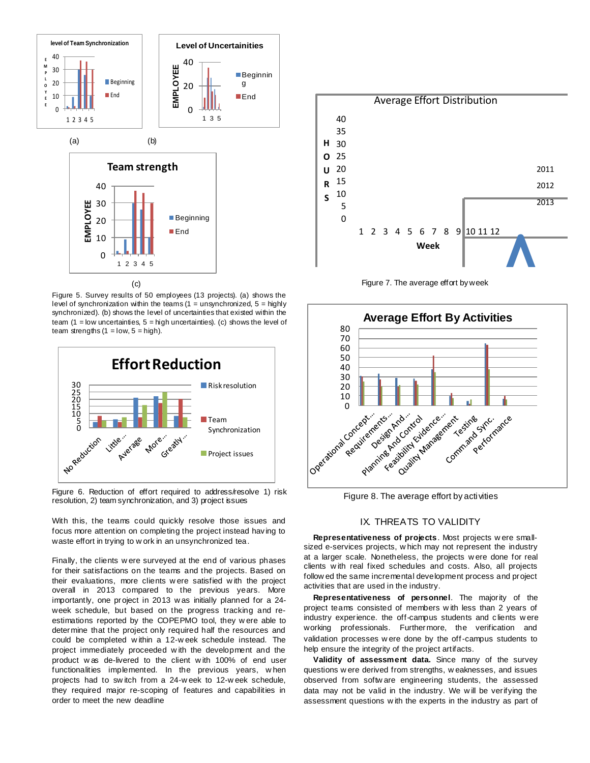Figure 5. Survey results of 50 employees (13 projects). (a) shows the level of synchronization within the teams (1 = unsynchronized, 5 = highly synchronized). (b) shows the level of uncertainties that existed within the team (1 = low uncertainties, 5 = high uncertainties). (c) shows the level of team strengths (1 = low, 5 = high).

Figure 6. Reduction of effort required to address/resolve 1) risk resolution, 2) team synchronization, and 3) project issues

With this, the teams could quickly resolve those issues and focus more attention on completing the project instead having to waste effort in trying to work in an unsynchronized tea.

Finally, the clients were surveyed at the end of various phases for their satisfactions on the teams and the projects. Based on their evaluations, more clients were satisfied with the project overall in 2013 compared to the previous years. More importantly, one project in 2013 was initially planned for a 24-week schedule, but based on the progress tracking and re-estimations reported by the COPEPMO tool, they were able to determine that the project only required half the resources and could be completed within a 12-week schedule instead. The project immediately proceeded with the development and the product was de-livered to the client with 100% of end user functionalities implemented. In the previous years, when projects had to switch from a 24-week to 12-week schedule, they required major re-scoping of features and capabilities in order to meet the new deadline

Figure 7. The average effort by week

Figure 8. The average effort by activities

## IX. THREATS TO VALIDITY

**Representativeness of projects**. Most projects were small-sized e-services projects, which may not represent the industry at a large scale. Nonetheless, the projects were done for real clients with real fixed schedules and costs. Also, all projects followed the same incremental development process and project activities that are used in the industry.

**Representativeness of personnel**. The majority of the project teams consisted of members with less than 2 years of industry experience. the off-campus students and clients were working professionals. Furthermore, the verification and validation processes were done by the off-campus students to help ensure the integrity of the project artifacts.

**Validity of assessment data.** Since many of the survey questions were derived from strengths, weaknesses, and issues observed from software engineering students, the assessed data may not be valid in the industry. We will be verifying the assessment questions with the experts in the industry as part of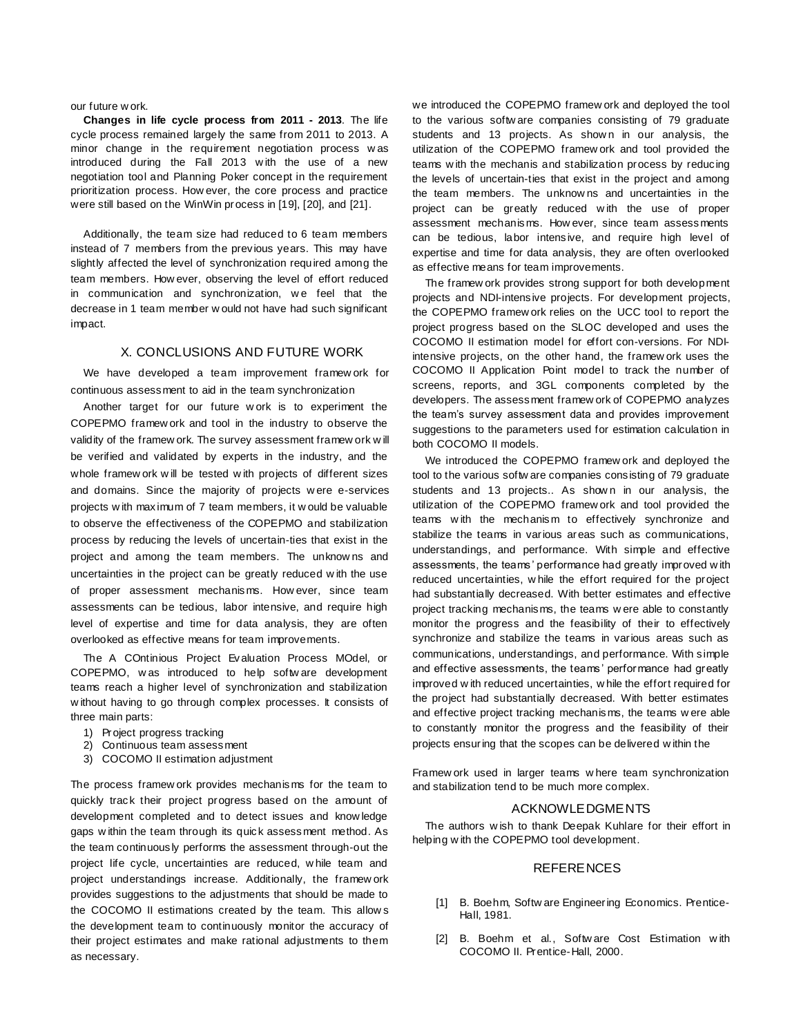our future work.

**Changes in life cycle process from 2011 - 2013**. The life cycle process remained largely the same from 2011 to 2013. A minor change in the requirement negotiation process was introduced during the Fall 2013 with the use of a new negotiation tool and Planning Poker concept in the requirement prioritization process. However, the core process and practice were still based on the WinWin process in [19], [20], and [21].

Additionally, the team size had reduced to 6 team members instead of 7 members from the previous years. This may have slightly affected the level of synchronization required among the team members. However, observing the level of effort reduced in communication and synchronization, we feel that the decrease in 1 team member would not have had such significant impact.

## X. CONCLUSIONS AND FUTURE WORK

We have developed a team improvement framework for continuous assessment to aid in the team synchronization

Another target for our future work is to experiment the COPEPMO framework and tool in the industry to observe the validity of the framework. The survey assessment framework will be verified and validated by experts in the industry, and the whole framework will be tested with projects of different sizes and domains. Since the majority of projects were e-services projects with maximum of 7 team members, it would be valuable to observe the effectiveness of the COPEPMO and stabilization process by reducing the levels of uncertain-ties that exist in the project and among the team members. The unknowns and uncertainties in the project can be greatly reduced with the use of proper assessment mechanisms. However, since team assessments can be tedious, labor intensive, and require high level of expertise and time for data analysis, they are often overlooked as effective means for team improvements.

The A COntinious Project Evaluation Process MOdel, or COPEPMO, was introduced to help software development teams reach a higher level of synchronization and stabilization without having to go through complex processes. It consists of three main parts:

1) Project progress tracking
2) Continuous team assessment
3) COCOMO II estimation adjustment

The process framework provides mechanisms for the team to quickly track their project progress based on the amount of development completed and to detect issues and knowledge gaps within the team through its quick assessment method. As the team continuously performs the assessment through-out the project life cycle, uncertainties are reduced, while team and project understandings increase. Additionally, the framework provides suggestions to the adjustments that should be made to the COCOMO II estimations created by the team. This allows the development team to continuously monitor the accuracy of their project estimates and make rational adjustments to them as necessary.

we introduced the COPEPMO framework and deployed the tool to the various software companies consisting of 79 graduate students and 13 projects. As shown in our analysis, the utilization of the COPEPMO framework and tool provided the teams with the mechanis and stabilization process by reducing the levels of uncertain-ties that exist in the project and among the team members. The unknowns and uncertainties in the project can be greatly reduced with the use of proper assessment mechanisms. However, since team assessments can be tedious, labor intensive, and require high level of expertise and time for data analysis, they are often overlooked as effective means for team improvements.

The framework provides strong support for both development projects and NDI-intensive projects. For development projects, the COPEPMO framework relies on the UCC tool to report the project progress based on the SLOC developed and uses the COCOMO II estimation model for effort con-versions. For NDI-intensive projects, on the other hand, the framework uses the COCOMO II Application Point model to track the number of screens, reports, and 3GL components completed by the developers. The assessment framework of COPEPMO analyzes the team's survey assessment data and provides improvement suggestions to the parameters used for estimation calculation in both COCOMO II models.

We introduced the COPEPMO framework and deployed the tool to the various software companies consisting of 79 graduate students and 13 projects.. As shown in our analysis, the utilization of the COPEPMO framework and tool provided the teams with the mechanism to effectively synchronize and stabilize the teams in various areas such as communications, understandings, and performance. With simple and effective assessments, the teams' performance had greatly improved with reduced uncertainties, while the effort required for the project had substantially decreased. With better estimates and effective project tracking mechanisms, the teams were able to constantly monitor the progress and the feasibility of their to effectively synchronize and stabilize the teams in various areas such as communications, understandings, and performance. With simple and effective assessments, the teams' performance had greatly improved with reduced uncertainties, while the effort required for the project had substantially decreased. With better estimates and effective project tracking mechanisms, the teams were able to constantly monitor the progress and the feasibility of their projects ensuring that the scopes can be delivered within the

Framework used in larger teams where team synchronization and stabilization tend to be much more complex.

## ACKNOWLEDGMENTS

The authors wish to thank Deepak Kuhlare for their effort in helping with the COPEPMO tool development.

## REFERENCES

[1] B. Boehm, Software Engineering Economics. Prentice-Hall, 1981.

[2] B. Boehm et al., Software Cost Estimation with COCOMO II. Prentice-Hall, 2000.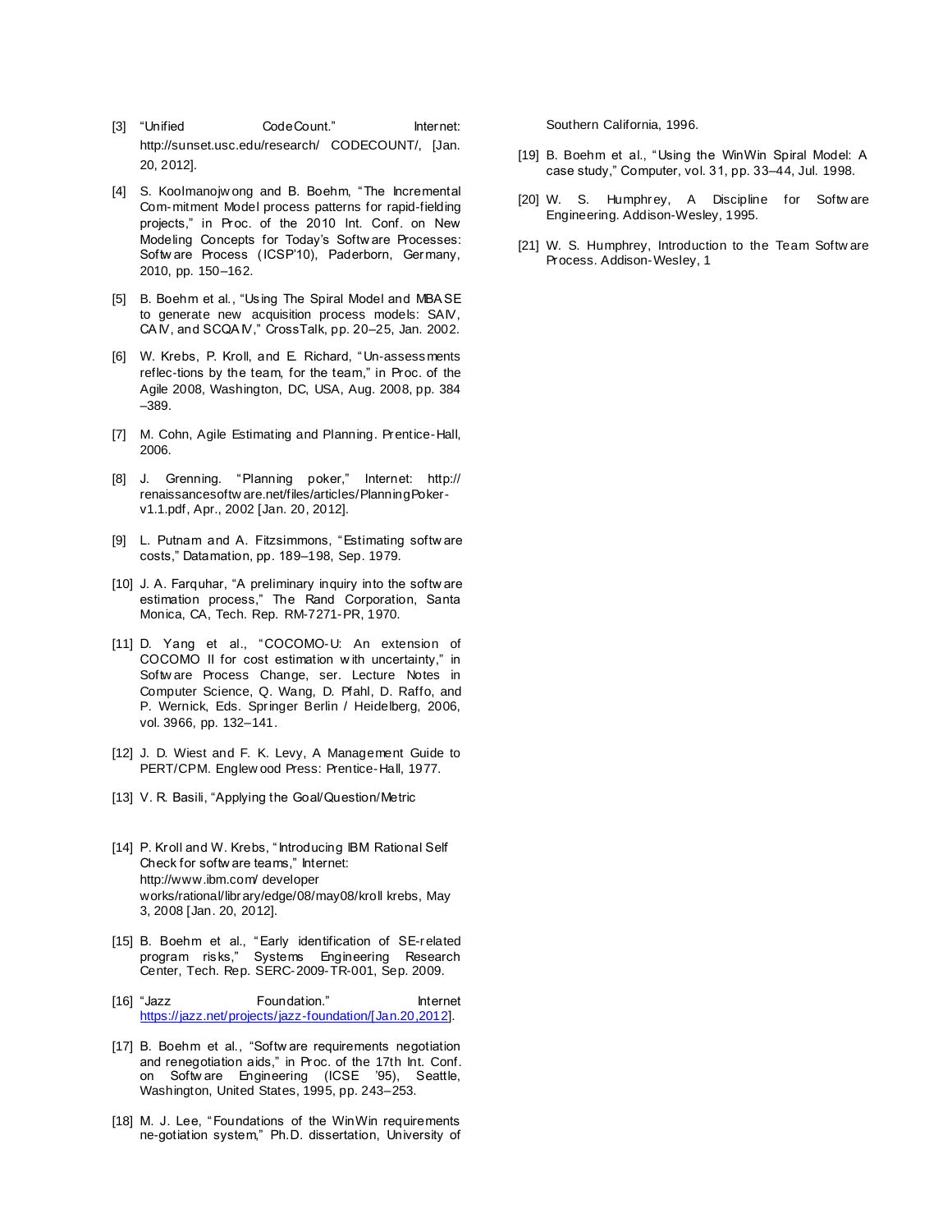[3] "Unified CodeCount." Internet: http://sunset.usc.edu/research/ CODECOUNT/, [Jan. 20, 2012].

[4] S. Koolmanojwong and B. Boehm, "The Incremental Com-mitment Model process patterns for rapid-fielding projects," in Proc. of the 2010 Int. Conf. on New Modeling Concepts for Today's Software Processes: Software Process (ICSP'10), Paderborn, Germany, 2010, pp. 150–162.

[5] B. Boehm et al., "Using The Spiral Model and MBASE to generate new acquisition process models: SAIV, CAIV, and SCQAIV," CrossTalk, pp. 20–25, Jan. 2002.

[6] W. Krebs, P. Kroll, and E. Richard, "Un-assessments reflec-tions by the team, for the team," in Proc. of the Agile 2008, Washington, DC, USA, Aug. 2008, pp. 384 –389.

[7] M. Cohn, Agile Estimating and Planning. Prentice-Hall, 2006.

[8] J. Grenning. "Planning poker," Internet: http:// renaissancesoftware.net/files/articles/PlanningPoker-v1.1.pdf, Apr., 2002 [Jan. 20, 2012].

[9] L. Putnam and A. Fitzsimmons, "Estimating software costs," Datamation, pp. 189–198, Sep. 1979.

[10] J. A. Farquhar, "A preliminary inquiry into the software estimation process," The Rand Corporation, Santa Monica, CA, Tech. Rep. RM-7271-PR, 1970.

[11] D. Yang et al., "COCOMO-U: An extension of COCOMO II for cost estimation with uncertainty," in Software Process Change, ser. Lecture Notes in Computer Science, Q. Wang, D. Pfahl, D. Raffo, and P. Wernick, Eds. Springer Berlin / Heidelberg, 2006, vol. 3966, pp. 132–141.

[12] J. D. Wiest and F. K. Levy, A Management Guide to PERT/CPM. Englewood Press: Prentice-Hall, 1977.

[13] V. R. Basili, "Applying the Goal/Question/Metric

[14] P. Kroll and W. Krebs, "Introducing IBM Rational Self Check for software teams," Internet: http://www.ibm.com/ developer works/rational/library/edge/08/may08/kroll krebs, May 3, 2008 [Jan. 20, 2012].

[15] B. Boehm et al., "Early identification of SE-related program risks," Systems Engineering Research Center, Tech. Rep. SERC-2009-TR-001, Sep. 2009.

[16] "Jazz Foundation." Internet https://jazz.net/projects/jazz-foundation/[Jan.20,2012].

[17] B. Boehm et al., "Software requirements negotiation and renegotiation aids," in Proc. of the 17th Int. Conf. on Software Engineering (ICSE '95), Seattle, Washington, United States, 1995, pp. 243–253.

[18] M. J. Lee, "Foundations of the WinWin requirements ne-gotiation system," Ph.D. dissertation, University of Southern California, 1996.

[19] B. Boehm et al., "Using the WinWin Spiral Model: A case study," Computer, vol. 31, pp. 33–44, Jul. 1998.

[20] W. S. Humphrey, A Discipline for Software Engineering. Addison-Wesley, 1995.

[21] W. S. Humphrey, Introduction to the Team Software Process. Addison-Wesley, 1